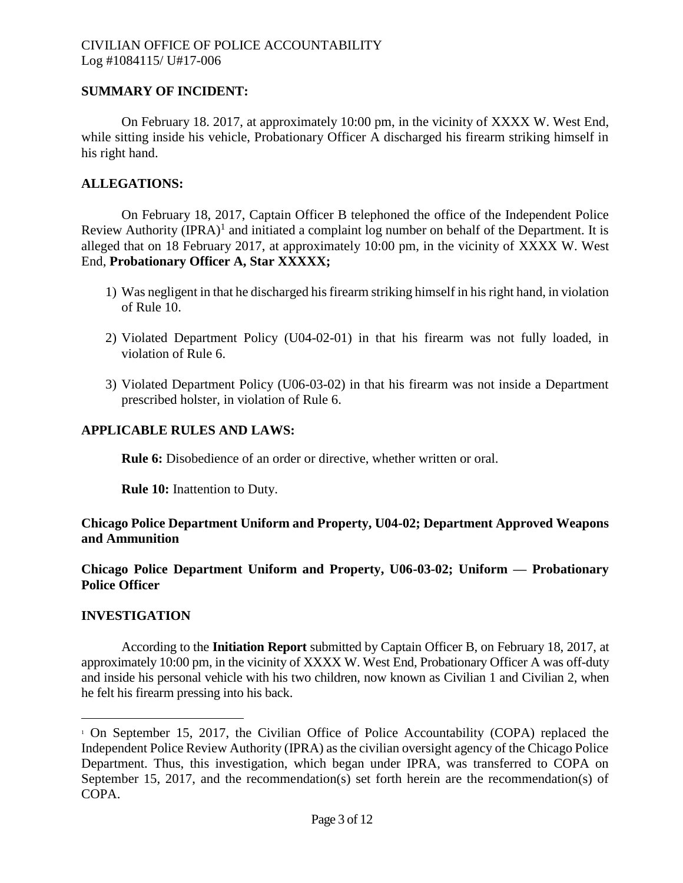## SUMMARY OF INCIDENT:

On February 18. 2017, at approximately 10:00 pm, in the vicinity of XXXX W. West End, while sitting inside his vehicle, Probationary Officer A discharged his firearm striking himself in his right hand.

## ALLEGATIONS:

On February 18, 2017, Captain Officer B telephoned the office of the Independent Police Review Authority (IPRA)[1] and initiated a complaint log number on behalf of the Department. It is alleged that on 18 February 2017, at approximately 10:00 pm, in the vicinity of XXXX W. West End, **Probationary Officer A, Star XXXXX;**

1) Was negligent in that he discharged his firearm striking himself in his right hand, in violation of Rule 10.

2) Violated Department Policy (U04-02-01) in that his firearm was not fully loaded, in violation of Rule 6.

3) Violated Department Policy (U06-03-02) in that his firearm was not inside a Department prescribed holster, in violation of Rule 6.

## APPLICABLE RULES AND LAWS:

**Rule 6:** Disobedience of an order or directive, whether written or oral.

**Rule 10:** Inattention to Duty.

**Chicago Police Department Uniform and Property, U04-02; Department Approved Weapons and Ammunition**

**Chicago Police Department Uniform and Property, U06-03-02; Uniform — Probationary Police Officer**

## INVESTIGATION

According to the **Initiation Report** submitted by Captain Officer B, on February 18, 2017, at approximately 10:00 pm, in the vicinity of XXXX W. West End, Probationary Officer A was off-duty and inside his personal vehicle with his two children, now known as Civilian 1 and Civilian 2, when he felt his firearm pressing into his back.

[1] On September 15, 2017, the Civilian Office of Police Accountability (COPA) replaced the Independent Police Review Authority (IPRA) as the civilian oversight agency of the Chicago Police Department. Thus, this investigation, which began under IPRA, was transferred to COPA on September 15, 2017, and the recommendation(s) set forth herein are the recommendation(s) of COPA.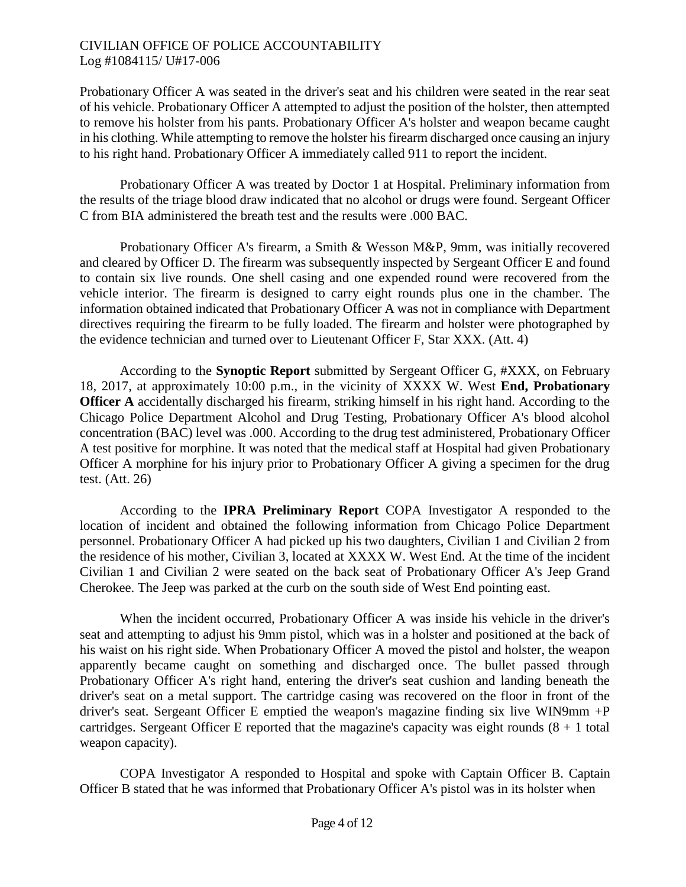Probationary Officer A was seated in the driver's seat and his children were seated in the rear seat of his vehicle. Probationary Officer A attempted to adjust the position of the holster, then attempted to remove his holster from his pants. Probationary Officer A's holster and weapon became caught in his clothing. While attempting to remove the holster his firearm discharged once causing an injury to his right hand. Probationary Officer A immediately called 911 to report the incident.

Probationary Officer A was treated by Doctor 1 at Hospital. Preliminary information from the results of the triage blood draw indicated that no alcohol or drugs were found. Sergeant Officer C from BIA administered the breath test and the results were .000 BAC.

Probationary Officer A's firearm, a Smith & Wesson M&P, 9mm, was initially recovered and cleared by Officer D. The firearm was subsequently inspected by Sergeant Officer E and found to contain six live rounds. One shell casing and one expended round were recovered from the vehicle interior. The firearm is designed to carry eight rounds plus one in the chamber. The information obtained indicated that Probationary Officer A was not in compliance with Department directives requiring the firearm to be fully loaded. The firearm and holster were photographed by the evidence technician and turned over to Lieutenant Officer F, Star XXX. (Att. 4)

According to the **Synoptic Report** submitted by Sergeant Officer G, #XXX, on February 18, 2017, at approximately 10:00 p.m., in the vicinity of XXXX W. West **End, Probationary Officer A** accidentally discharged his firearm, striking himself in his right hand. According to the Chicago Police Department Alcohol and Drug Testing, Probationary Officer A's blood alcohol concentration (BAC) level was .000. According to the drug test administered, Probationary Officer A test positive for morphine. It was noted that the medical staff at Hospital had given Probationary Officer A morphine for his injury prior to Probationary Officer A giving a specimen for the drug test. (Att. 26)

According to the **IPRA Preliminary Report** COPA Investigator A responded to the location of incident and obtained the following information from Chicago Police Department personnel. Probationary Officer A had picked up his two daughters, Civilian 1 and Civilian 2 from the residence of his mother, Civilian 3, located at XXXX W. West End. At the time of the incident Civilian 1 and Civilian 2 were seated on the back seat of Probationary Officer A's Jeep Grand Cherokee. The Jeep was parked at the curb on the south side of West End pointing east.

When the incident occurred, Probationary Officer A was inside his vehicle in the driver's seat and attempting to adjust his 9mm pistol, which was in a holster and positioned at the back of his waist on his right side. When Probationary Officer A moved the pistol and holster, the weapon apparently became caught on something and discharged once. The bullet passed through Probationary Officer A's right hand, entering the driver's seat cushion and landing beneath the driver's seat on a metal support. The cartridge casing was recovered on the floor in front of the driver's seat. Sergeant Officer E emptied the weapon's magazine finding six live WIN9mm +P cartridges. Sergeant Officer E reported that the magazine's capacity was eight rounds (8 + 1 total weapon capacity).

COPA Investigator A responded to Hospital and spoke with Captain Officer B. Captain Officer B stated that he was informed that Probationary Officer A's pistol was in its holster when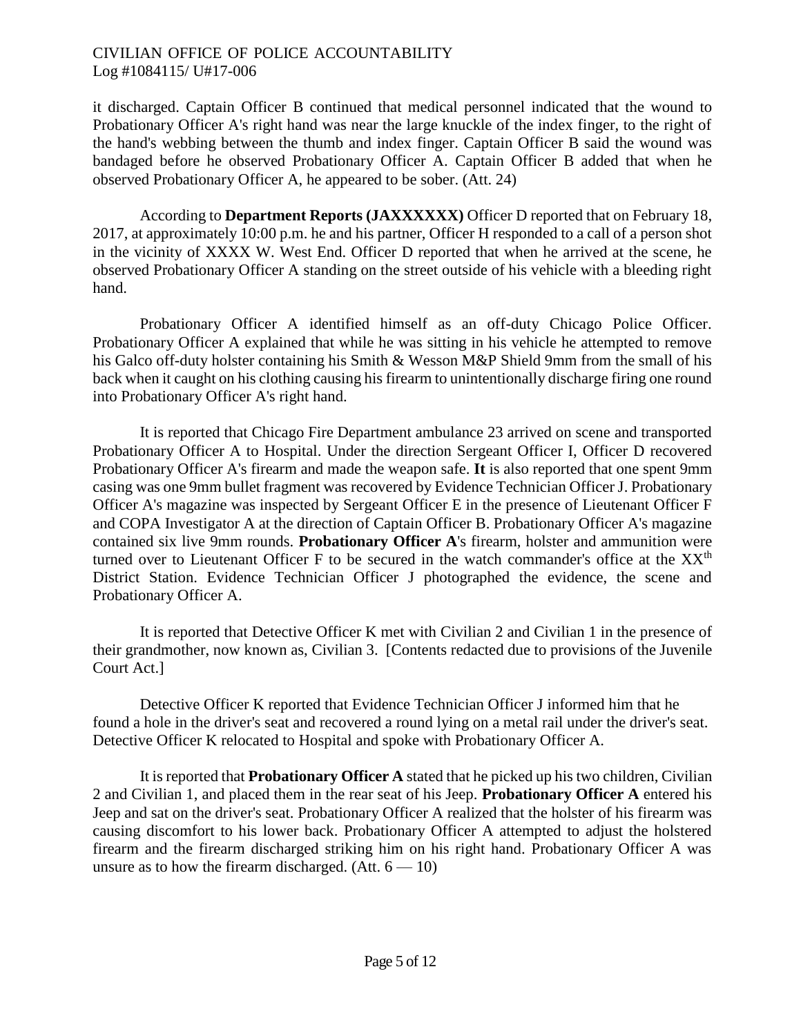it discharged. Captain Officer B continued that medical personnel indicated that the wound to Probationary Officer A's right hand was near the large knuckle of the index finger, to the right of the hand's webbing between the thumb and index finger. Captain Officer B said the wound was bandaged before he observed Probationary Officer A. Captain Officer B added that when he observed Probationary Officer A, he appeared to be sober. (Att. 24)

According to **Department Reports (JAXXXXXX)** Officer D reported that on February 18, 2017, at approximately 10:00 p.m. he and his partner, Officer H responded to a call of a person shot in the vicinity of XXXX W. West End. Officer D reported that when he arrived at the scene, he observed Probationary Officer A standing on the street outside of his vehicle with a bleeding right hand.

Probationary Officer A identified himself as an off-duty Chicago Police Officer. Probationary Officer A explained that while he was sitting in his vehicle he attempted to remove his Galco off-duty holster containing his Smith & Wesson M&P Shield 9mm from the small of his back when it caught on his clothing causing his firearm to unintentionally discharge firing one round into Probationary Officer A's right hand.

It is reported that Chicago Fire Department ambulance 23 arrived on scene and transported Probationary Officer A to Hospital. Under the direction Sergeant Officer I, Officer D recovered Probationary Officer A's firearm and made the weapon safe. **It** is also reported that one spent 9mm casing was one 9mm bullet fragment was recovered by Evidence Technician Officer J. Probationary Officer A's magazine was inspected by Sergeant Officer E in the presence of Lieutenant Officer F and COPA Investigator A at the direction of Captain Officer B. Probationary Officer A's magazine contained six live 9mm rounds. **Probationary Officer A**'s firearm, holster and ammunition were turned over to Lieutenant Officer F to be secured in the watch commander's office at the XX[th] District Station. Evidence Technician Officer J photographed the evidence, the scene and Probationary Officer A.

It is reported that Detective Officer K met with Civilian 2 and Civilian 1 in the presence of their grandmother, now known as, Civilian 3. [Contents redacted due to provisions of the Juvenile Court Act.]

Detective Officer K reported that Evidence Technician Officer J informed him that he found a hole in the driver's seat and recovered a round lying on a metal rail under the driver's seat. Detective Officer K relocated to Hospital and spoke with Probationary Officer A.

It is reported that **Probationary Officer A** stated that he picked up his two children, Civilian 2 and Civilian 1, and placed them in the rear seat of his Jeep. **Probationary Officer A** entered his Jeep and sat on the driver's seat. Probationary Officer A realized that the holster of his firearm was causing discomfort to his lower back. Probationary Officer A attempted to adjust the holstered firearm and the firearm discharged striking him on his right hand. Probationary Officer A was unsure as to how the firearm discharged. (Att. 6 — 10)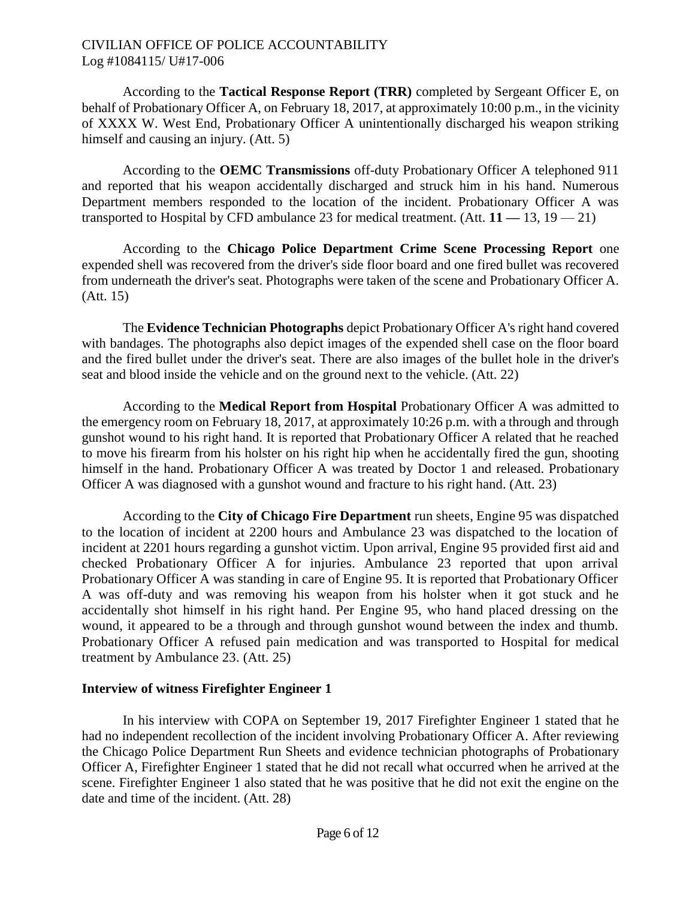According to the **Tactical Response Report (TRR)** completed by Sergeant Officer E, on behalf of Probationary Officer A, on February 18, 2017, at approximately 10:00 p.m., in the vicinity of XXXX W. West End, Probationary Officer A unintentionally discharged his weapon striking himself and causing an injury. (Att. 5)

According to the **OEMC Transmissions** off-duty Probationary Officer A telephoned 911 and reported that his weapon accidentally discharged and struck him in his hand. Numerous Department members responded to the location of the incident. Probationary Officer A was transported to Hospital by CFD ambulance 23 for medical treatment. (Att. **11 —** 13, 19 — 21)

According to the **Chicago Police Department Crime Scene Processing Report** one expended shell was recovered from the driver's side floor board and one fired bullet was recovered from underneath the driver's seat. Photographs were taken of the scene and Probationary Officer A. (Att. 15)

The **Evidence Technician Photographs** depict Probationary Officer A's right hand covered with bandages. The photographs also depict images of the expended shell case on the floor board and the fired bullet under the driver's seat. There are also images of the bullet hole in the driver's seat and blood inside the vehicle and on the ground next to the vehicle. (Att. 22)

According to the **Medical Report from Hospital** Probationary Officer A was admitted to the emergency room on February 18, 2017, at approximately 10:26 p.m. with a through and through gunshot wound to his right hand. It is reported that Probationary Officer A related that he reached to move his firearm from his holster on his right hip when he accidentally fired the gun, shooting himself in the hand. Probationary Officer A was treated by Doctor 1 and released. Probationary Officer A was diagnosed with a gunshot wound and fracture to his right hand. (Att. 23)

According to the **City of Chicago Fire Department** run sheets, Engine 95 was dispatched to the location of incident at 2200 hours and Ambulance 23 was dispatched to the location of incident at 2201 hours regarding a gunshot victim. Upon arrival, Engine 95 provided first aid and checked Probationary Officer A for injuries. Ambulance 23 reported that upon arrival Probationary Officer A was standing in care of Engine 95. It is reported that Probationary Officer A was off-duty and was removing his weapon from his holster when it got stuck and he accidentally shot himself in his right hand. Per Engine 95, who hand placed dressing on the wound, it appeared to be a through and through gunshot wound between the index and thumb. Probationary Officer A refused pain medication and was transported to Hospital for medical treatment by Ambulance 23. (Att. 25)

**Interview of witness Firefighter Engineer 1**

In his interview with COPA on September 19, 2017 Firefighter Engineer 1 stated that he had no independent recollection of the incident involving Probationary Officer A. After reviewing the Chicago Police Department Run Sheets and evidence technician photographs of Probationary Officer A, Firefighter Engineer 1 stated that he did not recall what occurred when he arrived at the scene. Firefighter Engineer 1 also stated that he was positive that he did not exit the engine on the date and time of the incident. (Att. 28)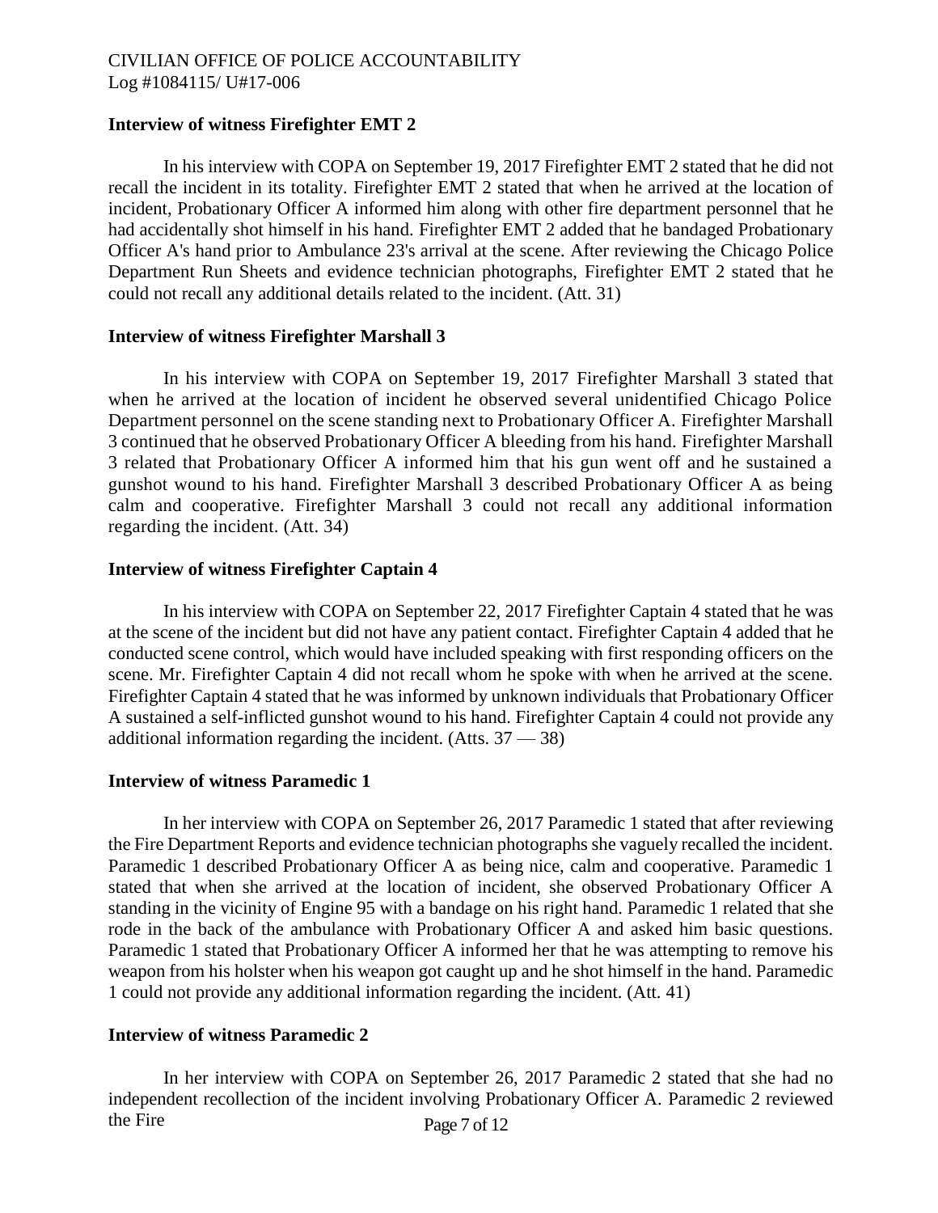### Interview of witness Firefighter EMT 2

In his interview with COPA on September 19, 2017 Firefighter EMT 2 stated that he did not recall the incident in its totality. Firefighter EMT 2 stated that when he arrived at the location of incident, Probationary Officer A informed him along with other fire department personnel that he had accidentally shot himself in his hand. Firefighter EMT 2 added that he bandaged Probationary Officer A's hand prior to Ambulance 23's arrival at the scene. After reviewing the Chicago Police Department Run Sheets and evidence technician photographs, Firefighter EMT 2 stated that he could not recall any additional details related to the incident. (Att. 31)

### Interview of witness Firefighter Marshall 3

In his interview with COPA on September 19, 2017 Firefighter Marshall 3 stated that when he arrived at the location of incident he observed several unidentified Chicago Police Department personnel on the scene standing next to Probationary Officer A. Firefighter Marshall 3 continued that he observed Probationary Officer A bleeding from his hand. Firefighter Marshall 3 related that Probationary Officer A informed him that his gun went off and he sustained a gunshot wound to his hand. Firefighter Marshall 3 described Probationary Officer A as being calm and cooperative. Firefighter Marshall 3 could not recall any additional information regarding the incident. (Att. 34)

### Interview of witness Firefighter Captain 4

In his interview with COPA on September 22, 2017 Firefighter Captain 4 stated that he was at the scene of the incident but did not have any patient contact. Firefighter Captain 4 added that he conducted scene control, which would have included speaking with first responding officers on the scene. Mr. Firefighter Captain 4 did not recall whom he spoke with when he arrived at the scene. Firefighter Captain 4 stated that he was informed by unknown individuals that Probationary Officer A sustained a self-inflicted gunshot wound to his hand. Firefighter Captain 4 could not provide any additional information regarding the incident. (Atts. 37 — 38)

### Interview of witness Paramedic 1

In her interview with COPA on September 26, 2017 Paramedic 1 stated that after reviewing the Fire Department Reports and evidence technician photographs she vaguely recalled the incident. Paramedic 1 described Probationary Officer A as being nice, calm and cooperative. Paramedic 1 stated that when she arrived at the location of incident, she observed Probationary Officer A standing in the vicinity of Engine 95 with a bandage on his right hand. Paramedic 1 related that she rode in the back of the ambulance with Probationary Officer A and asked him basic questions. Paramedic 1 stated that Probationary Officer A informed her that he was attempting to remove his weapon from his holster when his weapon got caught up and he shot himself in the hand. Paramedic 1 could not provide any additional information regarding the incident. (Att. 41)

### Interview of witness Paramedic 2

In her interview with COPA on September 26, 2017 Paramedic 2 stated that she had no independent recollection of the incident involving Probationary Officer A. Paramedic 2 reviewed the Fire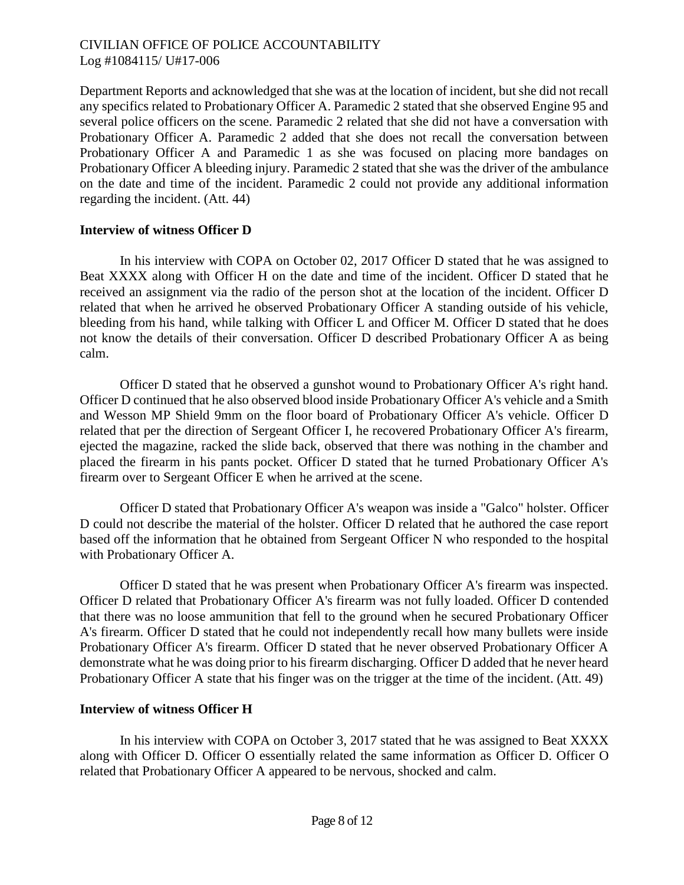Department Reports and acknowledged that she was at the location of incident, but she did not recall any specifics related to Probationary Officer A. Paramedic 2 stated that she observed Engine 95 and several police officers on the scene. Paramedic 2 related that she did not have a conversation with Probationary Officer A. Paramedic 2 added that she does not recall the conversation between Probationary Officer A and Paramedic 1 as she was focused on placing more bandages on Probationary Officer A bleeding injury. Paramedic 2 stated that she was the driver of the ambulance on the date and time of the incident. Paramedic 2 could not provide any additional information regarding the incident. (Att. 44)

**Interview of witness Officer D**

In his interview with COPA on October 02, 2017 Officer D stated that he was assigned to Beat XXXX along with Officer H on the date and time of the incident. Officer D stated that he received an assignment via the radio of the person shot at the location of the incident. Officer D related that when he arrived he observed Probationary Officer A standing outside of his vehicle, bleeding from his hand, while talking with Officer L and Officer M. Officer D stated that he does not know the details of their conversation. Officer D described Probationary Officer A as being calm.

Officer D stated that he observed a gunshot wound to Probationary Officer A's right hand. Officer D continued that he also observed blood inside Probationary Officer A's vehicle and a Smith and Wesson MP Shield 9mm on the floor board of Probationary Officer A's vehicle. Officer D related that per the direction of Sergeant Officer I, he recovered Probationary Officer A's firearm, ejected the magazine, racked the slide back, observed that there was nothing in the chamber and placed the firearm in his pants pocket. Officer D stated that he turned Probationary Officer A's firearm over to Sergeant Officer E when he arrived at the scene.

Officer D stated that Probationary Officer A's weapon was inside a "Galco" holster. Officer D could not describe the material of the holster. Officer D related that he authored the case report based off the information that he obtained from Sergeant Officer N who responded to the hospital with Probationary Officer A.

Officer D stated that he was present when Probationary Officer A's firearm was inspected. Officer D related that Probationary Officer A's firearm was not fully loaded. Officer D contended that there was no loose ammunition that fell to the ground when he secured Probationary Officer A's firearm. Officer D stated that he could not independently recall how many bullets were inside Probationary Officer A's firearm. Officer D stated that he never observed Probationary Officer A demonstrate what he was doing prior to his firearm discharging. Officer D added that he never heard Probationary Officer A state that his finger was on the trigger at the time of the incident. (Att. 49)

**Interview of witness Officer H**

In his interview with COPA on October 3, 2017 stated that he was assigned to Beat XXXX along with Officer D. Officer O essentially related the same information as Officer D. Officer O related that Probationary Officer A appeared to be nervous, shocked and calm.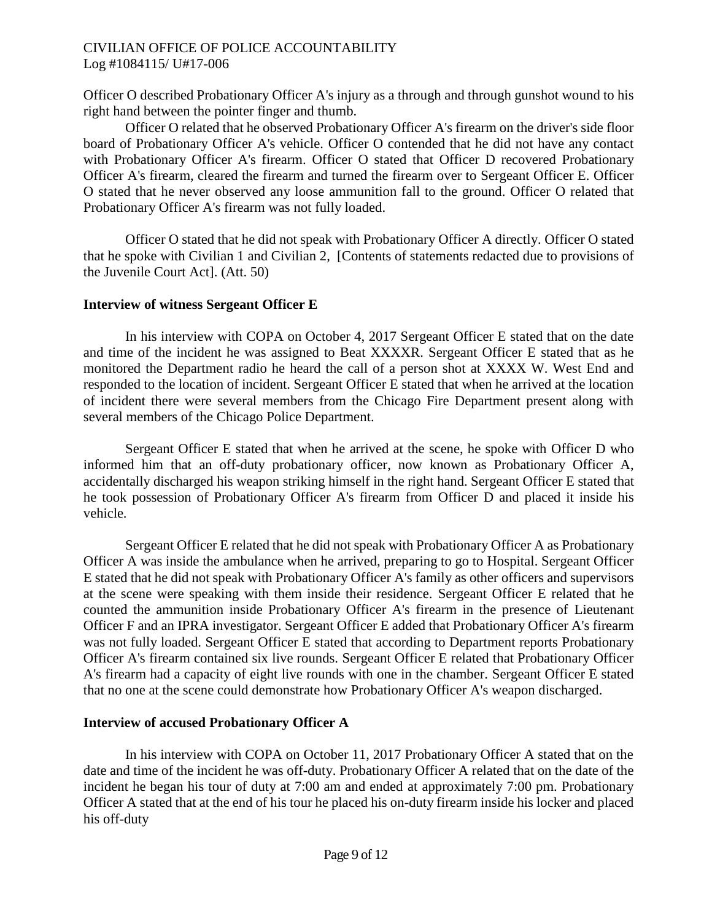Officer O described Probationary Officer A's injury as a through and through gunshot wound to his right hand between the pointer finger and thumb.

Officer O related that he observed Probationary Officer A's firearm on the driver's side floor board of Probationary Officer A's vehicle. Officer O contended that he did not have any contact with Probationary Officer A's firearm. Officer O stated that Officer D recovered Probationary Officer A's firearm, cleared the firearm and turned the firearm over to Sergeant Officer E. Officer O stated that he never observed any loose ammunition fall to the ground. Officer O related that Probationary Officer A's firearm was not fully loaded.

Officer O stated that he did not speak with Probationary Officer A directly. Officer O stated that he spoke with Civilian 1 and Civilian 2, [Contents of statements redacted due to provisions of the Juvenile Court Act]. (Att. 50)

**Interview of witness Sergeant Officer E**

In his interview with COPA on October 4, 2017 Sergeant Officer E stated that on the date and time of the incident he was assigned to Beat XXXXR. Sergeant Officer E stated that as he monitored the Department radio he heard the call of a person shot at XXXX W. West End and responded to the location of incident. Sergeant Officer E stated that when he arrived at the location of incident there were several members from the Chicago Fire Department present along with several members of the Chicago Police Department.

Sergeant Officer E stated that when he arrived at the scene, he spoke with Officer D who informed him that an off-duty probationary officer, now known as Probationary Officer A, accidentally discharged his weapon striking himself in the right hand. Sergeant Officer E stated that he took possession of Probationary Officer A's firearm from Officer D and placed it inside his vehicle.

Sergeant Officer E related that he did not speak with Probationary Officer A as Probationary Officer A was inside the ambulance when he arrived, preparing to go to Hospital. Sergeant Officer E stated that he did not speak with Probationary Officer A's family as other officers and supervisors at the scene were speaking with them inside their residence. Sergeant Officer E related that he counted the ammunition inside Probationary Officer A's firearm in the presence of Lieutenant Officer F and an IPRA investigator. Sergeant Officer E added that Probationary Officer A's firearm was not fully loaded. Sergeant Officer E stated that according to Department reports Probationary Officer A's firearm contained six live rounds. Sergeant Officer E related that Probationary Officer A's firearm had a capacity of eight live rounds with one in the chamber. Sergeant Officer E stated that no one at the scene could demonstrate how Probationary Officer A's weapon discharged.

**Interview of accused Probationary Officer A**

In his interview with COPA on October 11, 2017 Probationary Officer A stated that on the date and time of the incident he was off-duty. Probationary Officer A related that on the date of the incident he began his tour of duty at 7:00 am and ended at approximately 7:00 pm. Probationary Officer A stated that at the end of his tour he placed his on-duty firearm inside his locker and placed his off-duty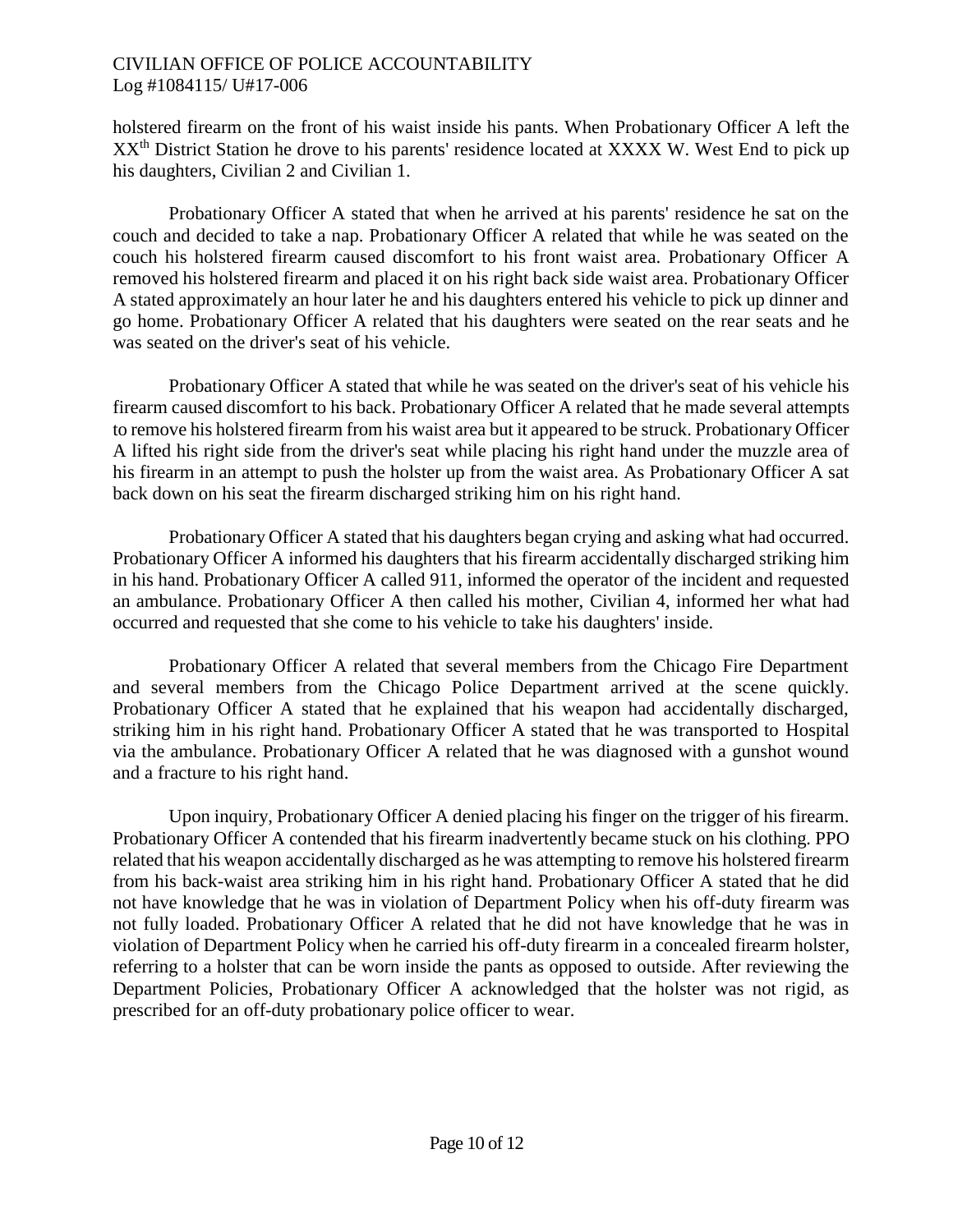holstered firearm on the front of his waist inside his pants. When Probationary Officer A left the XX[th] District Station he drove to his parents' residence located at XXXX W. West End to pick up his daughters, Civilian 2 and Civilian 1.

Probationary Officer A stated that when he arrived at his parents' residence he sat on the couch and decided to take a nap. Probationary Officer A related that while he was seated on the couch his holstered firearm caused discomfort to his front waist area. Probationary Officer A removed his holstered firearm and placed it on his right back side waist area. Probationary Officer A stated approximately an hour later he and his daughters entered his vehicle to pick up dinner and go home. Probationary Officer A related that his daughters were seated on the rear seats and he was seated on the driver's seat of his vehicle.

Probationary Officer A stated that while he was seated on the driver's seat of his vehicle his firearm caused discomfort to his back. Probationary Officer A related that he made several attempts to remove his holstered firearm from his waist area but it appeared to be struck. Probationary Officer A lifted his right side from the driver's seat while placing his right hand under the muzzle area of his firearm in an attempt to push the holster up from the waist area. As Probationary Officer A sat back down on his seat the firearm discharged striking him on his right hand.

Probationary Officer A stated that his daughters began crying and asking what had occurred. Probationary Officer A informed his daughters that his firearm accidentally discharged striking him in his hand. Probationary Officer A called 911, informed the operator of the incident and requested an ambulance. Probationary Officer A then called his mother, Civilian 4, informed her what had occurred and requested that she come to his vehicle to take his daughters' inside.

Probationary Officer A related that several members from the Chicago Fire Department and several members from the Chicago Police Department arrived at the scene quickly. Probationary Officer A stated that he explained that his weapon had accidentally discharged, striking him in his right hand. Probationary Officer A stated that he was transported to Hospital via the ambulance. Probationary Officer A related that he was diagnosed with a gunshot wound and a fracture to his right hand.

Upon inquiry, Probationary Officer A denied placing his finger on the trigger of his firearm. Probationary Officer A contended that his firearm inadvertently became stuck on his clothing. PPO related that his weapon accidentally discharged as he was attempting to remove his holstered firearm from his back-waist area striking him in his right hand. Probationary Officer A stated that he did not have knowledge that he was in violation of Department Policy when his off-duty firearm was not fully loaded. Probationary Officer A related that he did not have knowledge that he was in violation of Department Policy when he carried his off-duty firearm in a concealed firearm holster, referring to a holster that can be worn inside the pants as opposed to outside. After reviewing the Department Policies, Probationary Officer A acknowledged that the holster was not rigid, as prescribed for an off-duty probationary police officer to wear.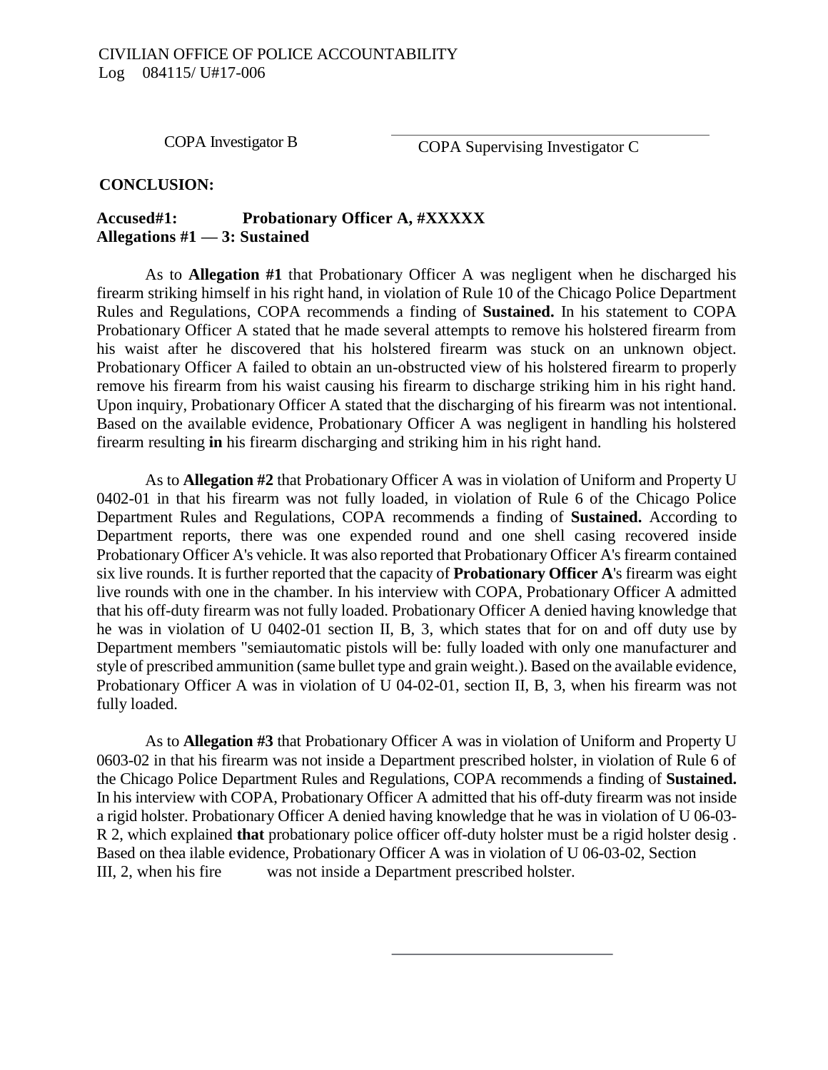CIVILIAN OFFICE OF POLICE ACCOUNTABILITY
Log 084115/ U#17-006

COPA Investigator B

COPA Supervising Investigator C

**CONCLUSION:**

**Accused#1: Probationary Officer A, #XXXXX**
**Allegations #1 — 3: Sustained**

As to **Allegation #1** that Probationary Officer A was negligent when he discharged his firearm striking himself in his right hand, in violation of Rule 10 of the Chicago Police Department Rules and Regulations, COPA recommends a finding of **Sustained.** In his statement to COPA Probationary Officer A stated that he made several attempts to remove his holstered firearm from his waist after he discovered that his holstered firearm was stuck on an unknown object. Probationary Officer A failed to obtain an un-obstructed view of his holstered firearm to properly remove his firearm from his waist causing his firearm to discharge striking him in his right hand. Upon inquiry, Probationary Officer A stated that the discharging of his firearm was not intentional. Based on the available evidence, Probationary Officer A was negligent in handling his holstered firearm resulting **in** his firearm discharging and striking him in his right hand.

As to **Allegation #2** that Probationary Officer A was in violation of Uniform and Property U 0402-01 in that his firearm was not fully loaded, in violation of Rule 6 of the Chicago Police Department Rules and Regulations, COPA recommends a finding of **Sustained.** According to Department reports, there was one expended round and one shell casing recovered inside Probationary Officer A's vehicle. It was also reported that Probationary Officer A's firearm contained six live rounds. It is further reported that the capacity of **Probationary Officer A**'s firearm was eight live rounds with one in the chamber. In his interview with COPA, Probationary Officer A admitted that his off-duty firearm was not fully loaded. Probationary Officer A denied having knowledge that he was in violation of U 0402-01 section II, B, 3, which states that for on and off duty use by Department members "semiautomatic pistols will be: fully loaded with only one manufacturer and style of prescribed ammunition (same bullet type and grain weight.). Based on the available evidence, Probationary Officer A was in violation of U 04-02-01, section II, B, 3, when his firearm was not fully loaded.

As to **Allegation #3** that Probationary Officer A was in violation of Uniform and Property U 0603-02 in that his firearm was not inside a Department prescribed holster, in violation of Rule 6 of the Chicago Police Department Rules and Regulations, COPA recommends a finding of **Sustained.** In his interview with COPA, Probationary Officer A admitted that his off-duty firearm was not inside a rigid holster. Probationary Officer A denied having knowledge that he was in violation of U 06-03-R 2, which explained **that** probationary police officer off-duty holster must be a rigid holster desig . Based on thea ilable evidence, Probationary Officer A was in violation of U 06-03-02, Section III, 2, when his fire was not inside a Department prescribed holster.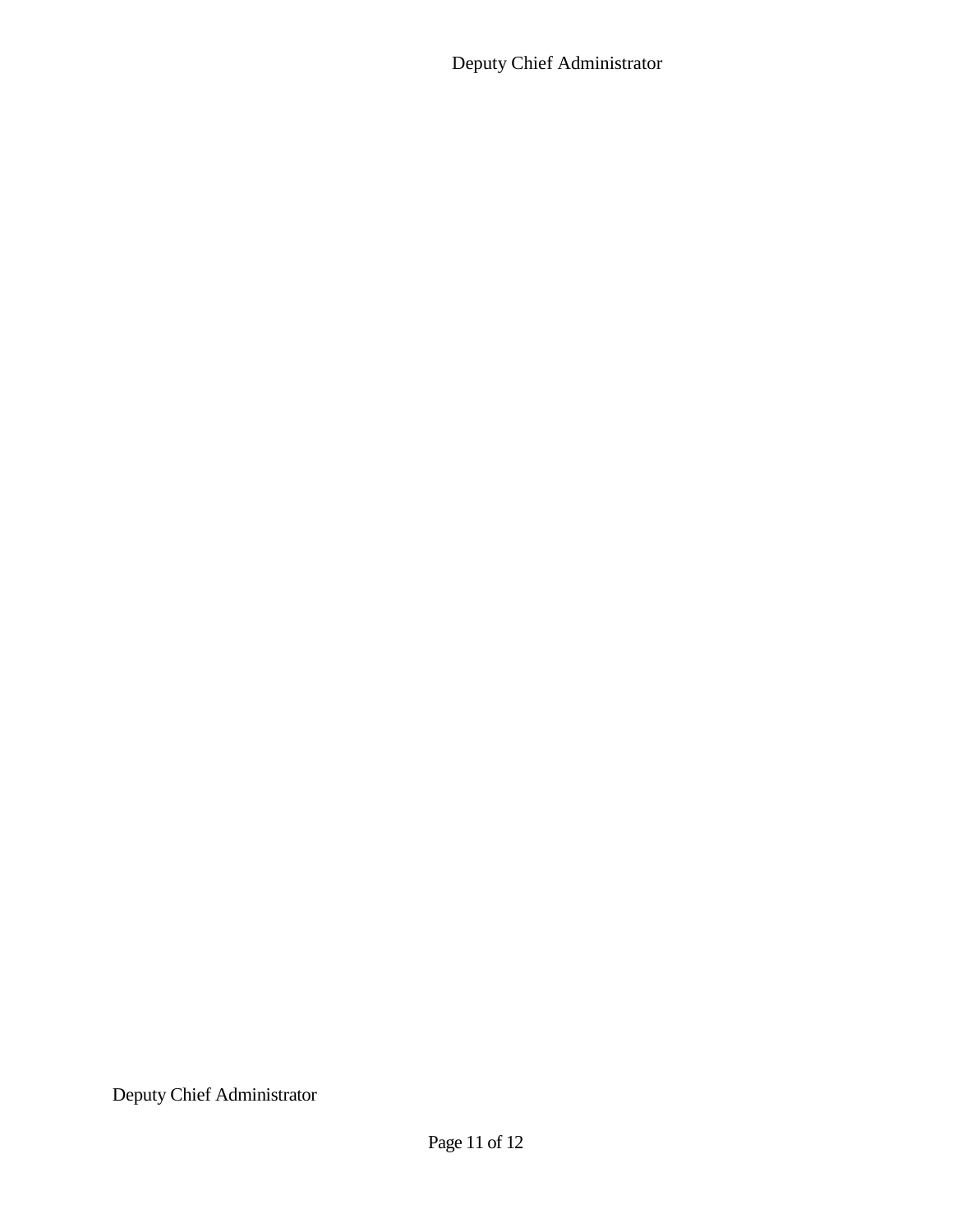Deputy Chief Administrator

Deputy Chief Administrator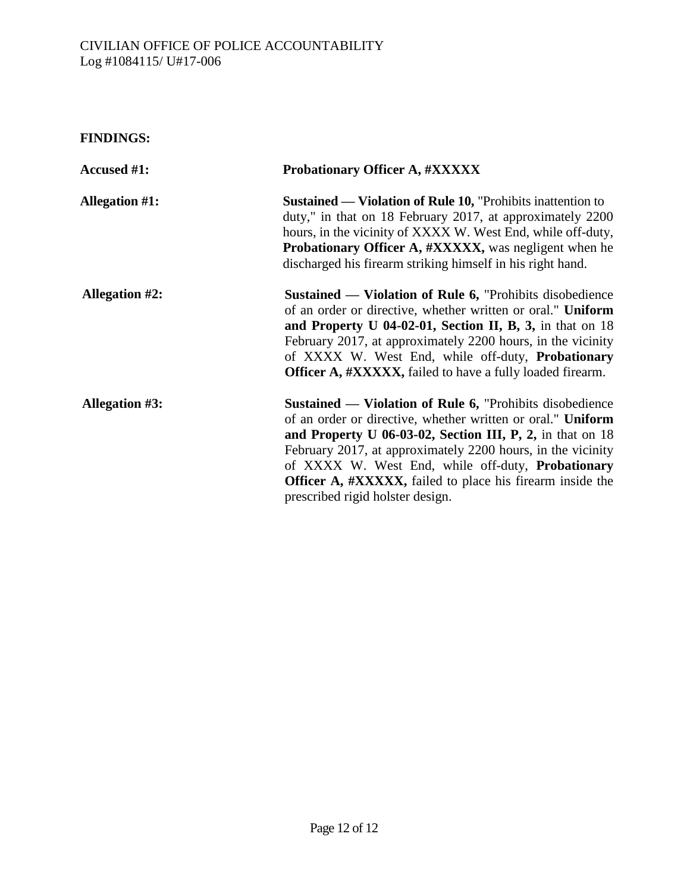## FINDINGS:

| | |
|---|---|
| **Accused #1:** | **Probationary Officer A, #XXXXX** |
| **Allegation #1:** | **Sustained — Violation of Rule 10,** "Prohibits inattention to duty," in that on 18 February 2017, at approximately 2200 hours, in the vicinity of XXXX W. West End, while off-duty, **Probationary Officer A, #XXXXX,** was negligent when he discharged his firearm striking himself in his right hand. |
| **Allegation #2:** | **Sustained — Violation of Rule 6,** "Prohibits disobedience of an order or directive, whether written or oral." **Uniform and Property U 04-02-01, Section II, B, 3,** in that on 18 February 2017, at approximately 2200 hours, in the vicinity of XXXX W. West End, while off-duty, **Probationary Officer A, #XXXXX,** failed to have a fully loaded firearm. |
| **Allegation #3:** | **Sustained — Violation of Rule 6,** "Prohibits disobedience of an order or directive, whether written or oral." **Uniform and Property U 06-03-02, Section III, P, 2,** in that on 18 February 2017, at approximately 2200 hours, in the vicinity of XXXX W. West End, while off-duty, **Probationary Officer A, #XXXXX,** failed to place his firearm inside the prescribed rigid holster design. |